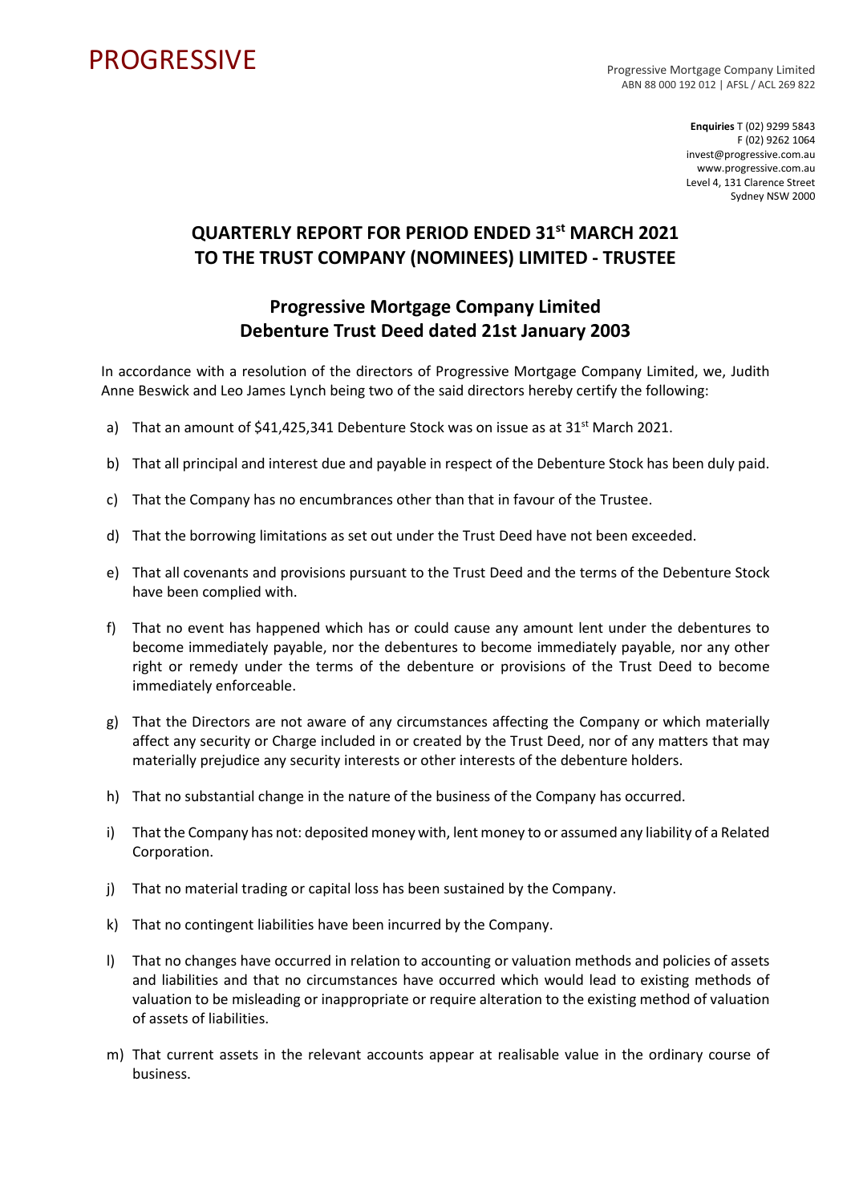PROGRESSIVE

Progressive Mortgage Company Limited
ABN 88 000 192 012 | AFSL / ACL 269 822

**Enquiries** T (02) 9299 5843
F (02) 9262 1064
invest@progressive.com.au
www.progressive.com.au
Level 4, 131 Clarence Street
Sydney NSW 2000

# QUARTERLY REPORT FOR PERIOD ENDED 31st MARCH 2021 TO THE TRUST COMPANY (NOMINEES) LIMITED - TRUSTEE

## Progressive Mortgage Company Limited Debenture Trust Deed dated 21st January 2003

In accordance with a resolution of the directors of Progressive Mortgage Company Limited, we, Judith Anne Beswick and Leo James Lynch being two of the said directors hereby certify the following:

a) That an amount of $41,425,341 Debenture Stock was on issue as at 31st March 2021.

b) That all principal and interest due and payable in respect of the Debenture Stock has been duly paid.

c) That the Company has no encumbrances other than that in favour of the Trustee.

d) That the borrowing limitations as set out under the Trust Deed have not been exceeded.

e) That all covenants and provisions pursuant to the Trust Deed and the terms of the Debenture Stock have been complied with.

f) That no event has happened which has or could cause any amount lent under the debentures to become immediately payable, nor the debentures to become immediately payable, nor any other right or remedy under the terms of the debenture or provisions of the Trust Deed to become immediately enforceable.

g) That the Directors are not aware of any circumstances affecting the Company or which materially affect any security or Charge included in or created by the Trust Deed, nor of any matters that may materially prejudice any security interests or other interests of the debenture holders.

h) That no substantial change in the nature of the business of the Company has occurred.

i) That the Company has not: deposited money with, lent money to or assumed any liability of a Related Corporation.

j) That no material trading or capital loss has been sustained by the Company.

k) That no contingent liabilities have been incurred by the Company.

l) That no changes have occurred in relation to accounting or valuation methods and policies of assets and liabilities and that no circumstances have occurred which would lead to existing methods of valuation to be misleading or inappropriate or require alteration to the existing method of valuation of assets of liabilities.

m) That current assets in the relevant accounts appear at realisable value in the ordinary course of business.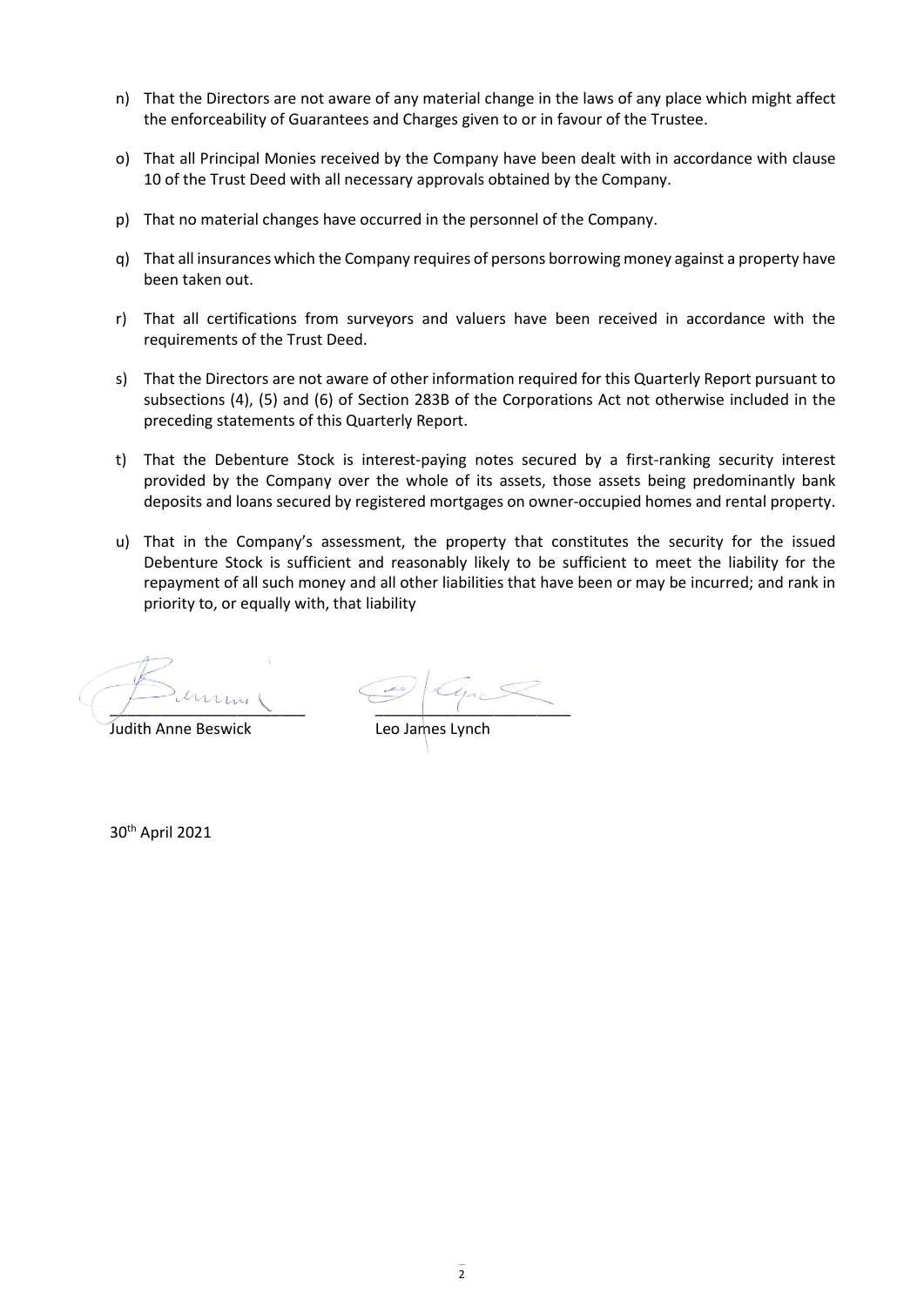n) That the Directors are not aware of any material change in the laws of any place which might affect the enforceability of Guarantees and Charges given to or in favour of the Trustee.

o) That all Principal Monies received by the Company have been dealt with in accordance with clause 10 of the Trust Deed with all necessary approvals obtained by the Company.

p) That no material changes have occurred in the personnel of the Company.

q) That all insurances which the Company requires of persons borrowing money against a property have been taken out.

r) That all certifications from surveyors and valuers have been received in accordance with the requirements of the Trust Deed.

s) That the Directors are not aware of other information required for this Quarterly Report pursuant to subsections (4), (5) and (6) of Section 283B of the Corporations Act not otherwise included in the preceding statements of this Quarterly Report.

t) That the Debenture Stock is interest-paying notes secured by a first-ranking security interest provided by the Company over the whole of its assets, those assets being predominantly bank deposits and loans secured by registered mortgages on owner-occupied homes and rental property.

u) That in the Company's assessment, the property that constitutes the security for the issued Debenture Stock is sufficient and reasonably likely to be sufficient to meet the liability for the repayment of all such money and all other liabilities that have been or may be incurred; and rank in priority to, or equally with, that liability

Judith Anne Beswick

Leo James Lynch

30th April 2021